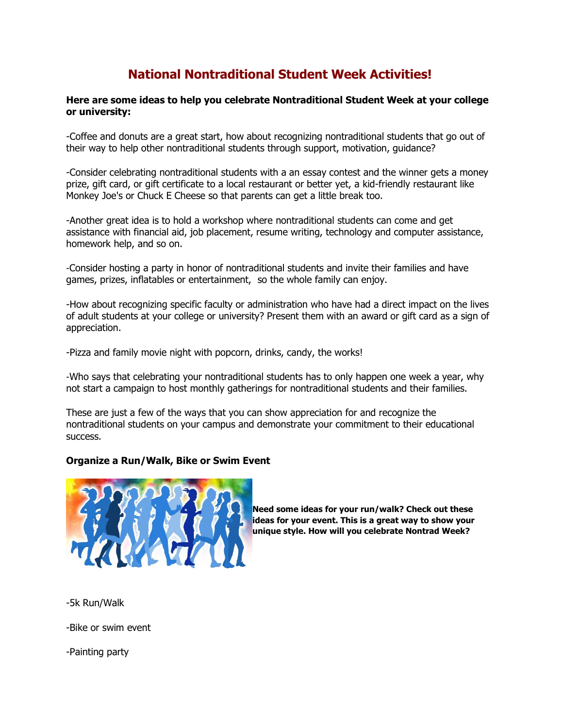# National Nontraditional Student Week Activities!

**Here are some ideas to help you celebrate Nontraditional Student Week at your college or university:**

-Coffee and donuts are a great start, how about recognizing nontraditional students that go out of their way to help other nontraditional students through support, motivation, guidance?

-Consider celebrating nontraditional students with a an essay contest and the winner gets a money prize, gift card, or gift certificate to a local restaurant or better yet, a kid-friendly restaurant like Monkey Joe's or Chuck E Cheese so that parents can get a little break too.

-Another great idea is to hold a workshop where nontraditional students can come and get assistance with financial aid, job placement, resume writing, technology and computer assistance, homework help, and so on.

-Consider hosting a party in honor of nontraditional students and invite their families and have games, prizes, inflatables or entertainment, so the whole family can enjoy.

-How about recognizing specific faculty or administration who have had a direct impact on the lives of adult students at your college or university? Present them with an award or gift card as a sign of appreciation.

-Pizza and family movie night with popcorn, drinks, candy, the works!

-Who says that celebrating your nontraditional students has to only happen one week a year, why not start a campaign to host monthly gatherings for nontraditional students and their families.

These are just a few of the ways that you can show appreciation for and recognize the nontraditional students on your campus and demonstrate your commitment to their educational success.

**Organize a Run/Walk, Bike or Swim Event**

**Need some ideas for your run/walk? Check out these ideas for your event. This is a great way to show your unique style. How will you celebrate Nontrad Week?**

-5k Run/Walk

-Bike or swim event

-Painting party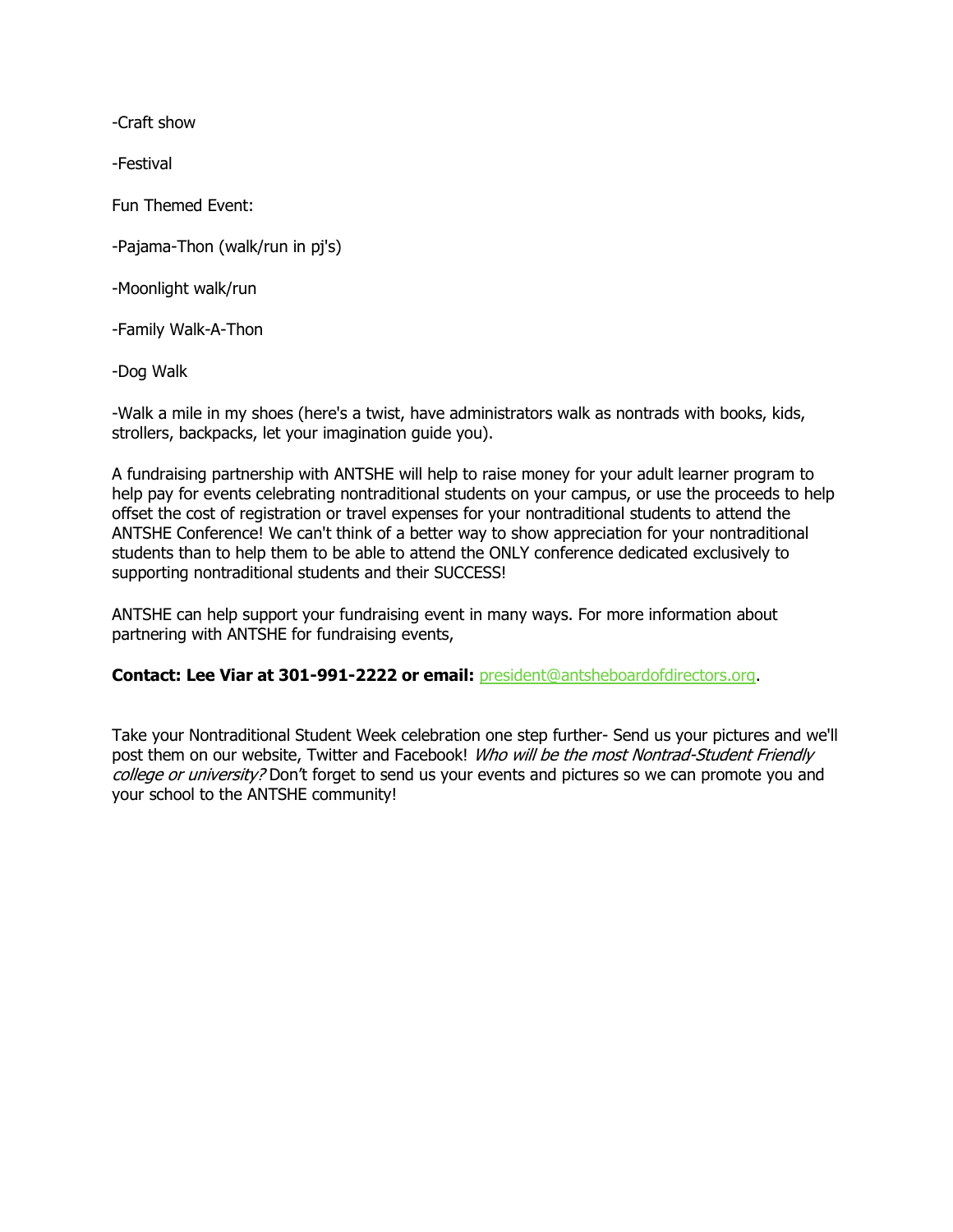-Craft show

-Festival

Fun Themed Event:

-Pajama-Thon (walk/run in pj's)

-Moonlight walk/run

-Family Walk-A-Thon

-Dog Walk

-Walk a mile in my shoes (here's a twist, have administrators walk as nontrads with books, kids, strollers, backpacks, let your imagination guide you).

A fundraising partnership with ANTSHE will help to raise money for your adult learner program to help pay for events celebrating nontraditional students on your campus, or use the proceeds to help offset the cost of registration or travel expenses for your nontraditional students to attend the ANTSHE Conference! We can't think of a better way to show appreciation for your nontraditional students than to help them to be able to attend the ONLY conference dedicated exclusively to supporting nontraditional students and their SUCCESS!

ANTSHE can help support your fundraising event in many ways. For more information about partnering with ANTSHE for fundraising events,

**Contact: Lee Viar at 301-991-2222 or email:** president@antsheboardofdirectors.org.

Take your Nontraditional Student Week celebration one step further- Send us your pictures and we'll post them on our website, Twitter and Facebook! *Who will be the most Nontrad-Student Friendly college or university?* Don't forget to send us your events and pictures so we can promote you and your school to the ANTSHE community!